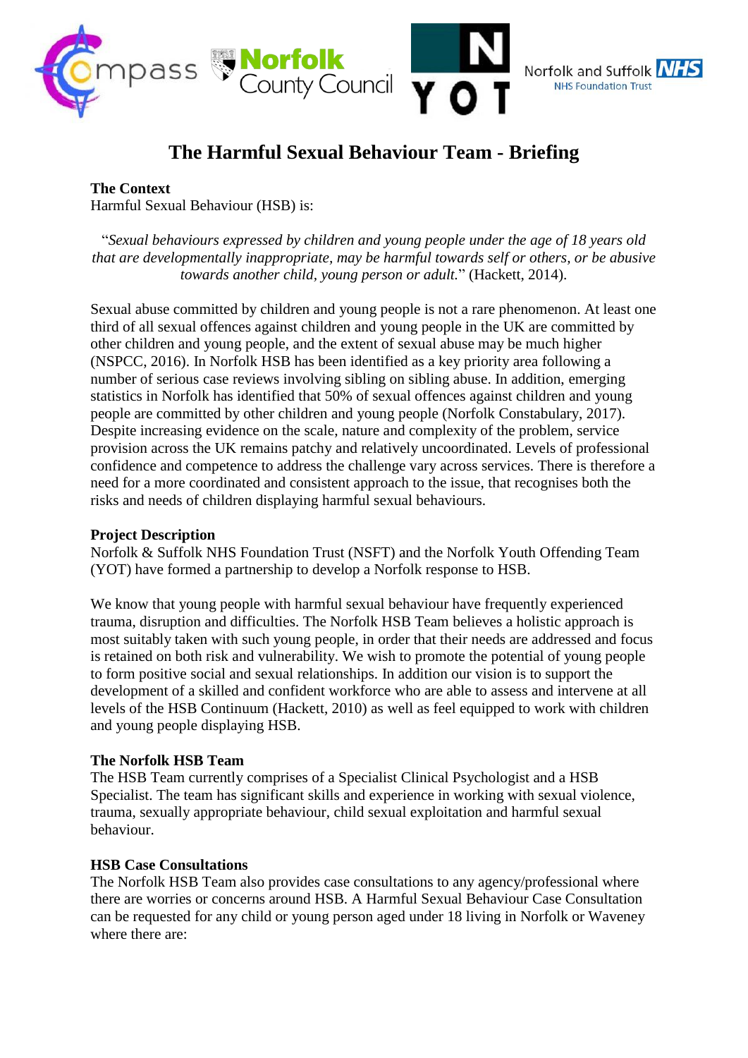# The Harmful Sexual Behaviour Team - Briefing

**The Context**
Harmful Sexual Behaviour (HSB) is:

> "*Sexual behaviours expressed by children and young people under the age of 18 years old that are developmentally inappropriate, may be harmful towards self or others, or be abusive towards another child, young person or adult.*" (Hackett, 2014).

Sexual abuse committed by children and young people is not a rare phenomenon. At least one third of all sexual offences against children and young people in the UK are committed by other children and young people, and the extent of sexual abuse may be much higher (NSPCC, 2016). In Norfolk HSB has been identified as a key priority area following a number of serious case reviews involving sibling on sibling abuse. In addition, emerging statistics in Norfolk has identified that 50% of sexual offences against children and young people are committed by other children and young people (Norfolk Constabulary, 2017). Despite increasing evidence on the scale, nature and complexity of the problem, service provision across the UK remains patchy and relatively uncoordinated. Levels of professional confidence and competence to address the challenge vary across services. There is therefore a need for a more coordinated and consistent approach to the issue, that recognises both the risks and needs of children displaying harmful sexual behaviours.

**Project Description**
Norfolk & Suffolk NHS Foundation Trust (NSFT) and the Norfolk Youth Offending Team (YOT) have formed a partnership to develop a Norfolk response to HSB.

We know that young people with harmful sexual behaviour have frequently experienced trauma, disruption and difficulties. The Norfolk HSB Team believes a holistic approach is most suitably taken with such young people, in order that their needs are addressed and focus is retained on both risk and vulnerability. We wish to promote the potential of young people to form positive social and sexual relationships. In addition our vision is to support the development of a skilled and confident workforce who are able to assess and intervene at all levels of the HSB Continuum (Hackett, 2010) as well as feel equipped to work with children and young people displaying HSB.

**The Norfolk HSB Team**
The HSB Team currently comprises of a Specialist Clinical Psychologist and a HSB Specialist. The team has significant skills and experience in working with sexual violence, trauma, sexually appropriate behaviour, child sexual exploitation and harmful sexual behaviour.

**HSB Case Consultations**
The Norfolk HSB Team also provides case consultations to any agency/professional where there are worries or concerns around HSB. A Harmful Sexual Behaviour Case Consultation can be requested for any child or young person aged under 18 living in Norfolk or Waveney where there are: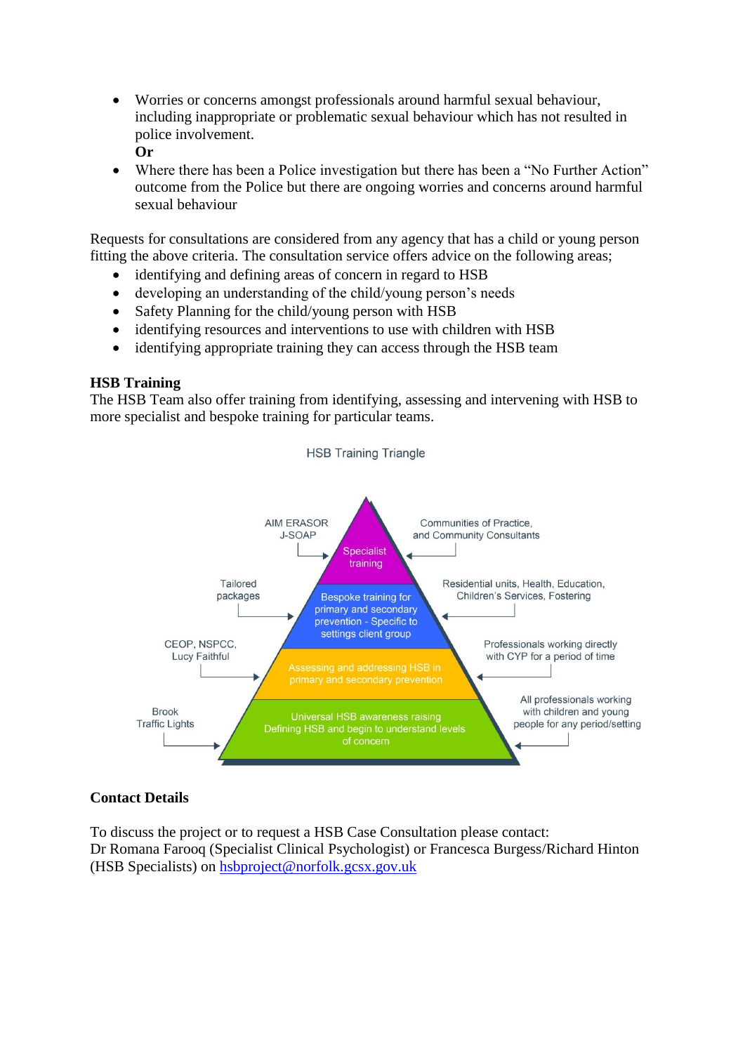- Worries or concerns amongst professionals around harmful sexual behaviour, including inappropriate or problematic sexual behaviour which has not resulted in police involvement.
  **Or**
- Where there has been a Police investigation but there has been a "No Further Action" outcome from the Police but there are ongoing worries and concerns around harmful sexual behaviour

Requests for consultations are considered from any agency that has a child or young person fitting the above criteria. The consultation service offers advice on the following areas;

- identifying and defining areas of concern in regard to HSB
- developing an understanding of the child/young person's needs
- Safety Planning for the child/young person with HSB
- identifying resources and interventions to use with children with HSB
- identifying appropriate training they can access through the HSB team

**HSB Training**
The HSB Team also offer training from identifying, assessing and intervening with HSB to more specialist and bespoke training for particular teams.

HSB Training Triangle

AIM ERASOR
J-SOAP

Specialist training

Communities of Practice, and Community Consultants

Tailored packages

Bespoke training for primary and secondary prevention - Specific to settings client group

Residential units, Health, Education, Children's Services, Fostering

CEOP, NSPCC, Lucy Faithful

Assessing and addressing HSB in primary and secondary prevention

Professionals working directly with CYP for a period of time

Brook
Traffic Lights

Universal HSB awareness raising
Defining HSB and begin to understand levels of concern

All professionals working with children and young people for any period/setting

**Contact Details**

To discuss the project or to request a HSB Case Consultation please contact:
Dr Romana Farooq (Specialist Clinical Psychologist) or Francesca Burgess/Richard Hinton (HSB Specialists) on hsbproject@norfolk.gcsx.gov.uk